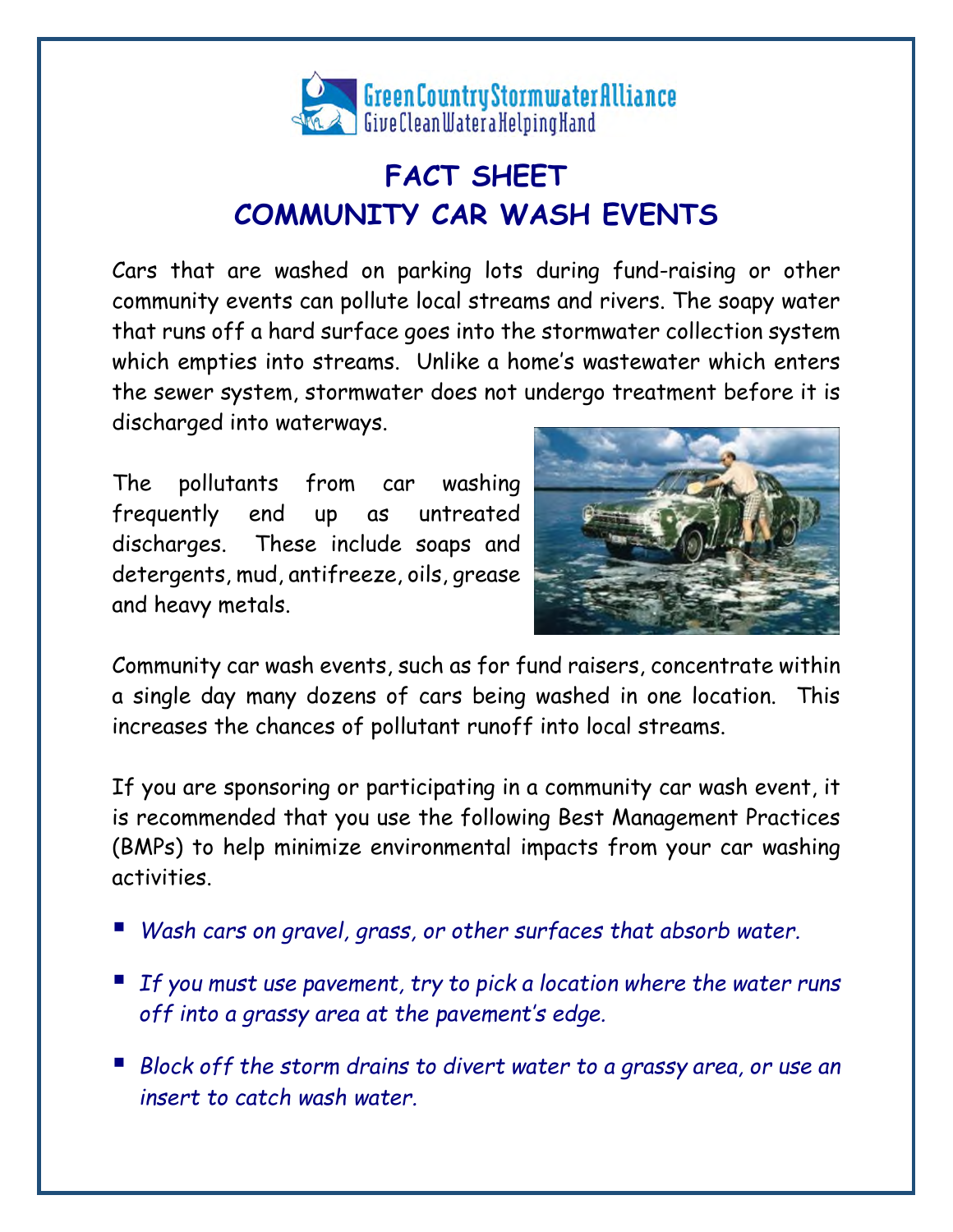Green Country Stormwater Alliance
Give Clean Water a Helping Hand

# FACT SHEET
# COMMUNITY CAR WASH EVENTS

Cars that are washed on parking lots during fund-raising or other community events can pollute local streams and rivers. The soapy water that runs off a hard surface goes into the stormwater collection system which empties into streams. Unlike a home's wastewater which enters the sewer system, stormwater does not undergo treatment before it is discharged into waterways.

The pollutants from car washing frequently end up as untreated discharges. These include soaps and detergents, mud, antifreeze, oils, grease and heavy metals.

Community car wash events, such as for fund raisers, concentrate within a single day many dozens of cars being washed in one location. This increases the chances of pollutant runoff into local streams.

If you are sponsoring or participating in a community car wash event, it is recommended that you use the following Best Management Practices (BMPs) to help minimize environmental impacts from your car washing activities.

- *Wash cars on gravel, grass, or other surfaces that absorb water.*
- *If you must use pavement, try to pick a location where the water runs off into a grassy area at the pavement's edge.*
- *Block off the storm drains to divert water to a grassy area, or use an insert to catch wash water.*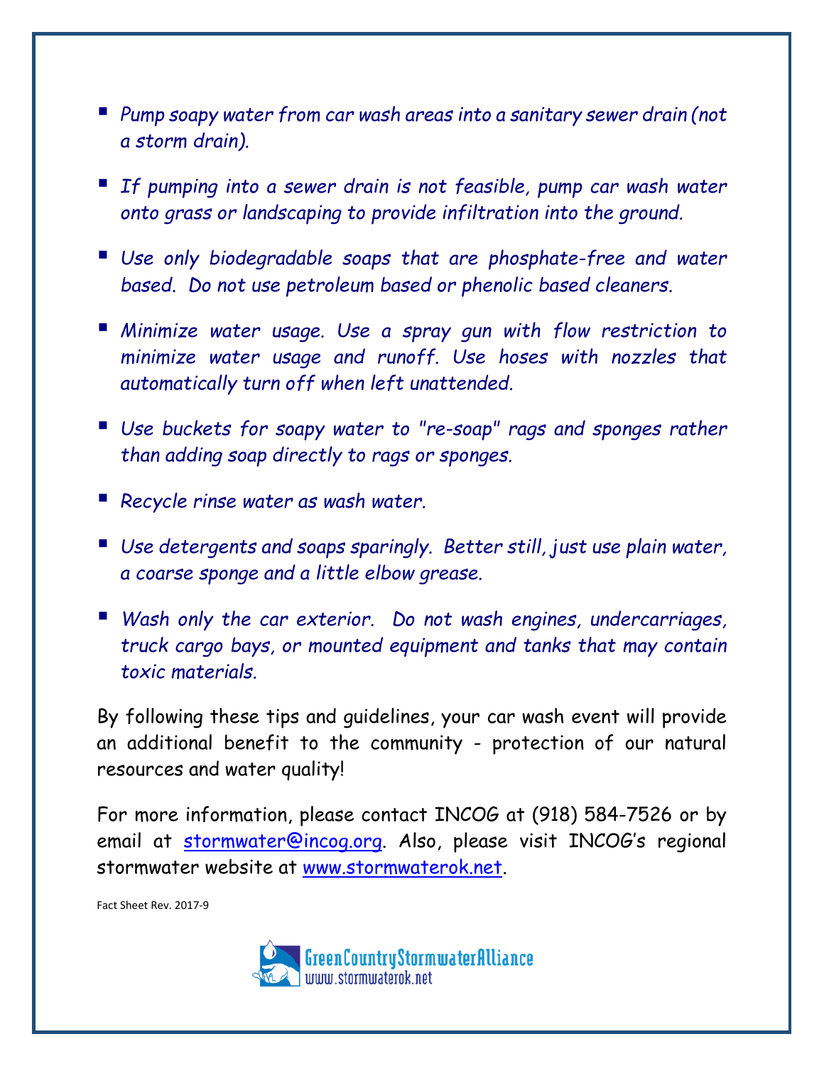- *Pump soapy water from car wash areas into a sanitary sewer drain (not a storm drain).*
- *If pumping into a sewer drain is not feasible, pump car wash water onto grass or landscaping to provide infiltration into the ground.*
- *Use only biodegradable soaps that are phosphate-free and water based. Do not use petroleum based or phenolic based cleaners.*
- *Minimize water usage. Use a spray gun with flow restriction to minimize water usage and runoff. Use hoses with nozzles that automatically turn off when left unattended.*
- *Use buckets for soapy water to "re-soap" rags and sponges rather than adding soap directly to rags or sponges.*
- *Recycle rinse water as wash water.*
- *Use detergents and soaps sparingly. Better still, just use plain water, a coarse sponge and a little elbow grease.*
- *Wash only the car exterior. Do not wash engines, undercarriages, truck cargo bays, or mounted equipment and tanks that may contain toxic materials.*

By following these tips and guidelines, your car wash event will provide an additional benefit to the community - protection of our natural resources and water quality!

For more information, please contact INCOG at (918) 584-7526 or by email at stormwater@incog.org. Also, please visit INCOG's regional stormwater website at www.stormwaterok.net.

Fact Sheet Rev. 2017-9

GreenCountryStormwaterAlliance
www.stormwaterok.net